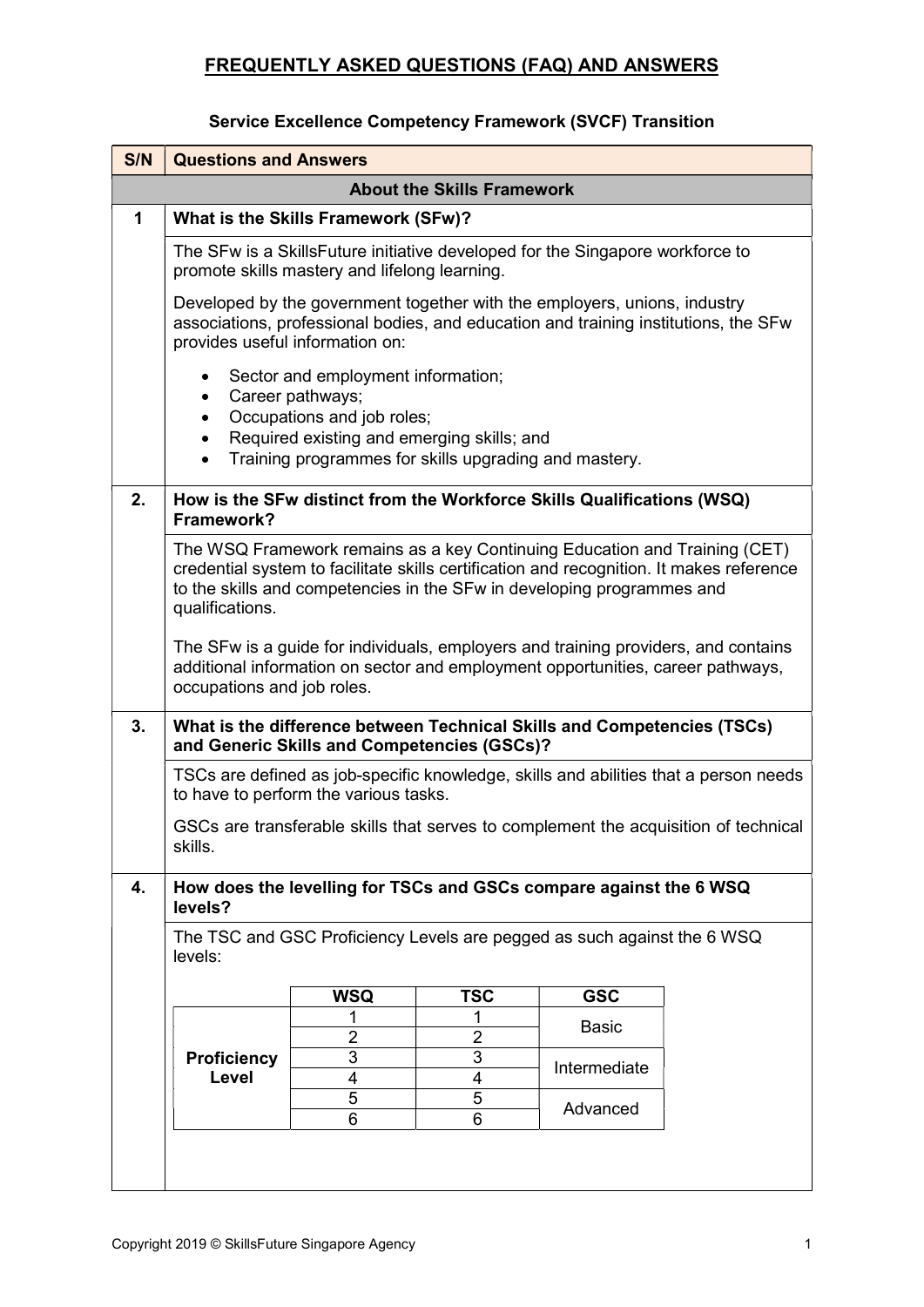## FREQUENTLY ASKED QUESTIONS (FAQ) AND ANSWERS

### Service Excellence Competency Framework (SVCF) Transition

| S/N | Questions and Answers |
|---|---|
| | **About the Skills Framework** |
| 1 | **What is the Skills Framework (SFw)?** |
| | The SFw is a SkillsFuture initiative developed for the Singapore workforce to promote skills mastery and lifelong learning.<br><br>Developed by the government together with the employers, unions, industry associations, professional bodies, and education and training institutions, the SFw provides useful information on:<br><br>• Sector and employment information;<br>• Career pathways;<br>• Occupations and job roles;<br>• Required existing and emerging skills; and<br>• Training programmes for skills upgrading and mastery. |
| 2. | **How is the SFw distinct from the Workforce Skills Qualifications (WSQ) Framework?** |
| | The WSQ Framework remains as a key Continuing Education and Training (CET) credential system to facilitate skills certification and recognition. It makes reference to the skills and competencies in the SFw in developing programmes and qualifications.<br><br>The SFw is a guide for individuals, employers and training providers, and contains additional information on sector and employment opportunities, career pathways, occupations and job roles. |
| 3. | **What is the difference between Technical Skills and Competencies (TSCs) and Generic Skills and Competencies (GSCs)?** |
| | TSCs are defined as job-specific knowledge, skills and abilities that a person needs to have to perform the various tasks.<br><br>GSCs are transferable skills that serves to complement the acquisition of technical skills. |
| 4. | **How does the levelling for TSCs and GSCs compare against the 6 WSQ levels?** |
| | The TSC and GSC Proficiency Levels are pegged as such against the 6 WSQ levels: |

| | WSQ | TSC | GSC |
|---|---|---|---|
| **Proficiency Level** | 1 | 1 | Basic |
| | 2 | 2 | |
| | 3 | 3 | Intermediate |
| | 4 | 4 | |
| | 5 | 5 | Advanced |
| | 6 | 6 | |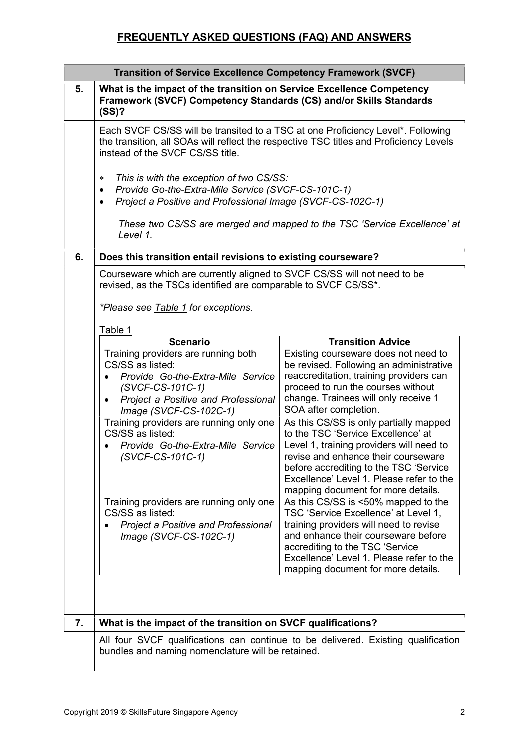# FREQUENTLY ASKED QUESTIONS (FAQ) AND ANSWERS

## Transition of Service Excellence Competency Framework (SVCF)

**5. What is the impact of the transition on Service Excellence Competency Framework (SVCF) Competency Standards (CS) and/or Skills Standards (SS)?**

Each SVCF CS/SS will be transited to a TSC at one Proficiency Level*. Following the transition, all SOAs will reflect the respective TSC titles and Proficiency Levels instead of the SVCF CS/SS title.

∗ *This is with the exception of two CS/SS:*

- *Provide Go-the-Extra-Mile Service (SVCF-CS-101C-1)*
- *Project a Positive and Professional Image (SVCF-CS-102C-1)*

*These two CS/SS are merged and mapped to the TSC 'Service Excellence' at Level 1.*

**6. Does this transition entail revisions to existing courseware?**

Courseware which are currently aligned to SVCF CS/SS will not need to be revised, as the TSCs identified are comparable to SVCF CS/SS*.

*\*Please see Table 1 for exceptions.*

Table 1

| Scenario | Transition Advice |
|---|---|
| Training providers are running both CS/SS as listed:<br>• *Provide Go-the-Extra-Mile Service (SVCF-CS-101C-1)*<br>• *Project a Positive and Professional Image (SVCF-CS-102C-1)* | Existing courseware does not need to be revised. Following an administrative reaccreditation, training providers can proceed to run the courses without change. Trainees will only receive 1 SOA after completion. |
| Training providers are running only one CS/SS as listed:<br>• *Provide Go-the-Extra-Mile Service (SVCF-CS-101C-1)* | As this CS/SS is only partially mapped to the TSC 'Service Excellence' at Level 1, training providers will need to revise and enhance their courseware before accrediting to the TSC 'Service Excellence' Level 1. Please refer to the mapping document for more details. |
| Training providers are running only one CS/SS as listed:<br>• *Project a Positive and Professional Image (SVCF-CS-102C-1)* | As this CS/SS is <50% mapped to the TSC 'Service Excellence' at Level 1, training providers will need to revise and enhance their courseware before accrediting to the TSC 'Service Excellence' Level 1. Please refer to the mapping document for more details. |

**7. What is the impact of the transition on SVCF qualifications?**

All four SVCF qualifications can continue to be delivered. Existing qualification bundles and naming nomenclature will be retained.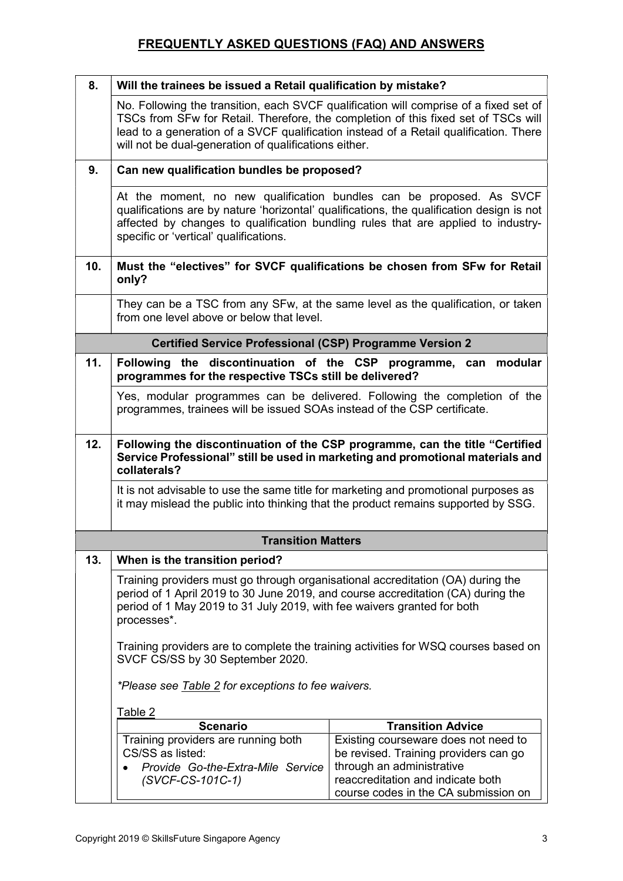## FREQUENTLY ASKED QUESTIONS (FAQ) AND ANSWERS

| | |
|---|---|
| **8.** | **Will the trainees be issued a Retail qualification by mistake?** |
| | No. Following the transition, each SVCF qualification will comprise of a fixed set of TSCs from SFw for Retail. Therefore, the completion of this fixed set of TSCs will lead to a generation of a SVCF qualification instead of a Retail qualification. There will not be dual-generation of qualifications either. |
| **9.** | **Can new qualification bundles be proposed?** |
| | At the moment, no new qualification bundles can be proposed. As SVCF qualifications are by nature 'horizontal' qualifications, the qualification design is not affected by changes to qualification bundling rules that are applied to industry-specific or 'vertical' qualifications. |
| **10.** | **Must the "electives" for SVCF qualifications be chosen from SFw for Retail only?** |
| | They can be a TSC from any SFw, at the same level as the qualification, or taken from one level above or below that level. |
| | **Certified Service Professional (CSP) Programme Version 2** |
| **11.** | **Following the discontinuation of the CSP programme, can modular programmes for the respective TSCs still be delivered?** |
| | Yes, modular programmes can be delivered. Following the completion of the programmes, trainees will be issued SOAs instead of the CSP certificate. |
| **12.** | **Following the discontinuation of the CSP programme, can the title "Certified Service Professional" still be used in marketing and promotional materials and collaterals?** |
| | It is not advisable to use the same title for marketing and promotional purposes as it may mislead the public into thinking that the product remains supported by SSG. |
| | **Transition Matters** |
| **13.** | **When is the transition period?** |
| | Training providers must go through organisational accreditation (OA) during the period of 1 April 2019 to 30 June 2019, and course accreditation (CA) during the period of 1 May 2019 to 31 July 2019, with fee waivers granted for both processes*.<br><br>Training providers are to complete the training activities for WSQ courses based on SVCF CS/SS by 30 September 2020.<br><br>*\*Please see Table 2 for exceptions to fee waivers.* |

Table 2

| Scenario | Transition Advice |
|---|---|
| Training providers are running both CS/SS as listed:<br>• *Provide Go-the-Extra-Mile Service (SVCF-CS-101C-1)* | Existing courseware does not need to be revised. Training providers can go through an administrative reaccreditation and indicate both course codes in the CA submission on |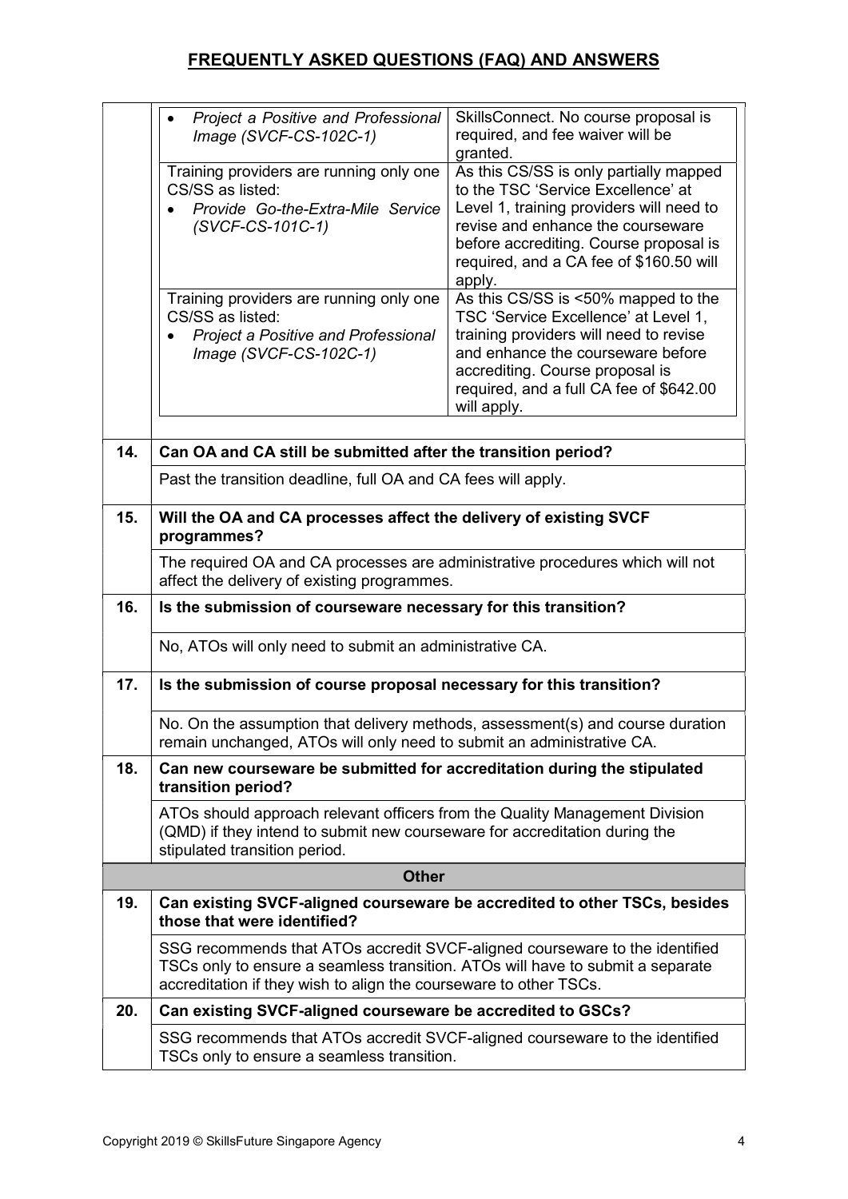# FREQUENTLY ASKED QUESTIONS (FAQ) AND ANSWERS

| | | |
|---|---|---|
| | • *Project a Positive and Professional Image (SVCF-CS-102C-1)* | SkillsConnect. No course proposal is required, and fee waiver will be granted. |
| | Training providers are running only one CS/SS as listed:<br>• *Provide Go-the-Extra-Mile Service (SVCF-CS-101C-1)* | As this CS/SS is only partially mapped to the TSC 'Service Excellence' at Level 1, training providers will need to revise and enhance the courseware before accrediting. Course proposal is required, and a CA fee of $160.50 will apply. |
| | Training providers are running only one CS/SS as listed:<br>• *Project a Positive and Professional Image (SVCF-CS-102C-1)* | As this CS/SS is <50% mapped to the TSC 'Service Excellence' at Level 1, training providers will need to revise and enhance the courseware before accrediting. Course proposal is required, and a full CA fee of $642.00 will apply. |

| | |
|---|---|
| **14.** | **Can OA and CA still be submitted after the transition period?** |
| | Past the transition deadline, full OA and CA fees will apply. |
| **15.** | **Will the OA and CA processes affect the delivery of existing SVCF programmes?** |
| | The required OA and CA processes are administrative procedures which will not affect the delivery of existing programmes. |
| **16.** | **Is the submission of courseware necessary for this transition?** |
| | No, ATOs will only need to submit an administrative CA. |
| **17.** | **Is the submission of course proposal necessary for this transition?** |
| | No. On the assumption that delivery methods, assessment(s) and course duration remain unchanged, ATOs will only need to submit an administrative CA. |
| **18.** | **Can new courseware be submitted for accreditation during the stipulated transition period?** |
| | ATOs should approach relevant officers from the Quality Management Division (QMD) if they intend to submit new courseware for accreditation during the stipulated transition period. |
| | **Other** |
| **19.** | **Can existing SVCF-aligned courseware be accredited to other TSCs, besides those that were identified?** |
| | SSG recommends that ATOs accredit SVCF-aligned courseware to the identified TSCs only to ensure a seamless transition. ATOs will have to submit a separate accreditation if they wish to align the courseware to other TSCs. |
| **20.** | **Can existing SVCF-aligned courseware be accredited to GSCs?** |
| | SSG recommends that ATOs accredit SVCF-aligned courseware to the identified TSCs only to ensure a seamless transition. |

Copyright 2019 © SkillsFuture Singapore Agency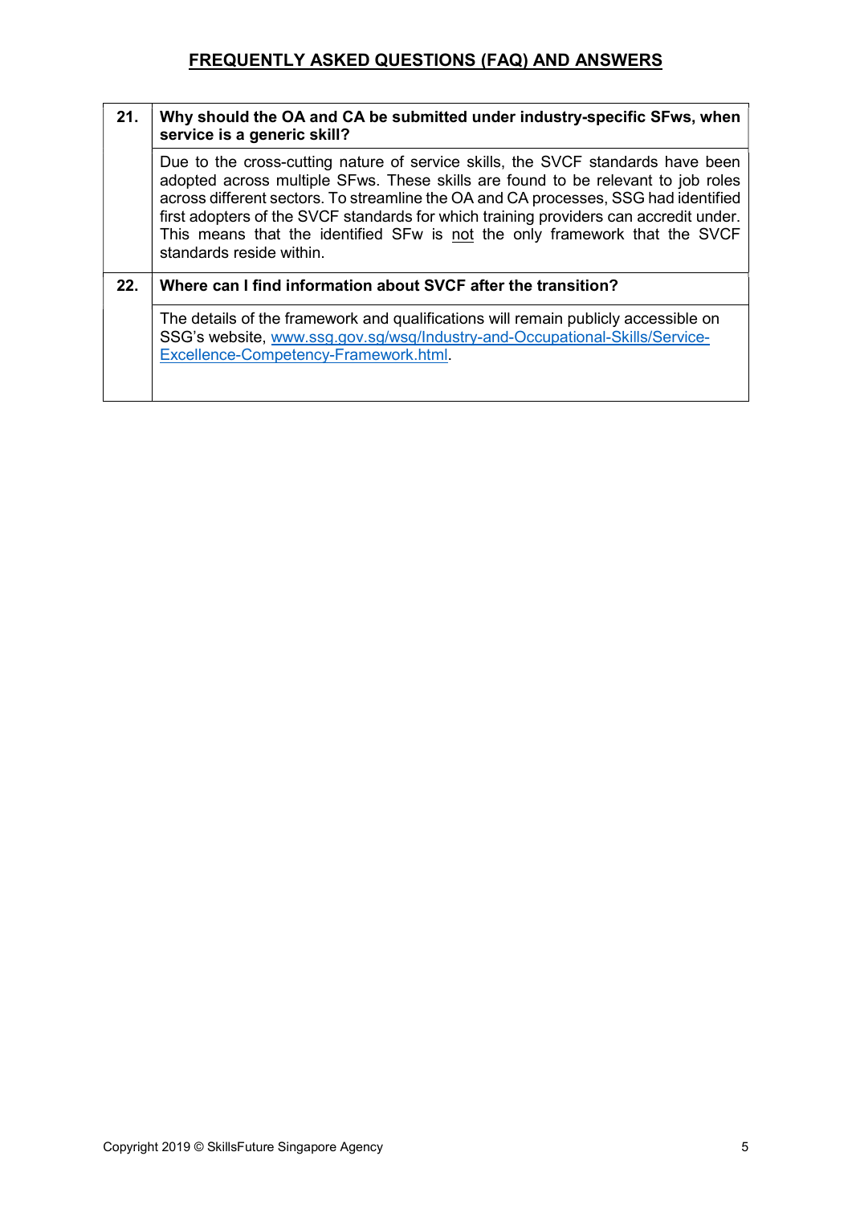## FREQUENTLY ASKED QUESTIONS (FAQ) AND ANSWERS

| | |
|---|---|
| **21.** | **Why should the OA and CA be submitted under industry-specific SFws, when service is a generic skill?** |
| | Due to the cross-cutting nature of service skills, the SVCF standards have been adopted across multiple SFws. These skills are found to be relevant to job roles across different sectors. To streamline the OA and CA processes, SSG had identified first adopters of the SVCF standards for which training providers can accredit under. This means that the identified SFw is not the only framework that the SVCF standards reside within. |
| **22.** | **Where can I find information about SVCF after the transition?** |
| | The details of the framework and qualifications will remain publicly accessible on SSG's website, www.ssg.gov.sg/wsq/Industry-and-Occupational-Skills/Service-Excellence-Competency-Framework.html. |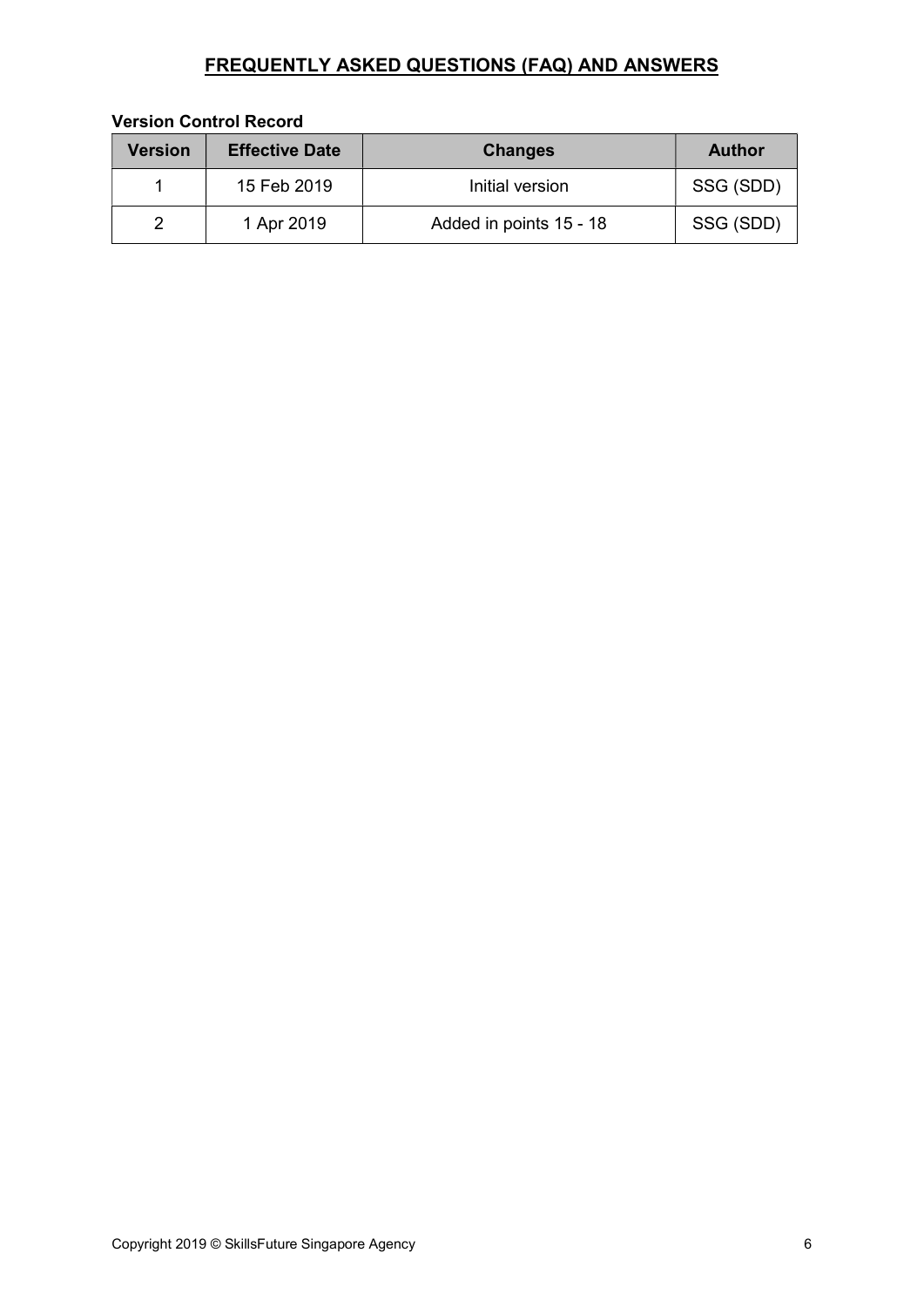# FREQUENTLY ASKED QUESTIONS (FAQ) AND ANSWERS

**Version Control Record**

| Version | Effective Date | Changes | Author |
|---|---|---|---|
| 1 | 15 Feb 2019 | Initial version | SSG (SDD) |
| 2 | 1 Apr 2019 | Added in points 15 - 18 | SSG (SDD) |